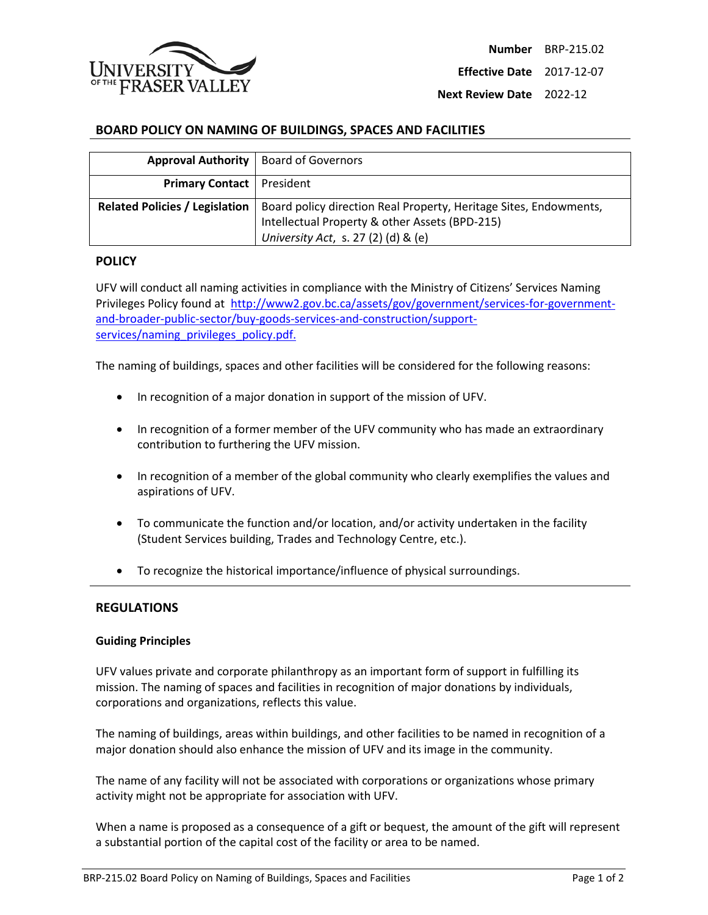| | |
|---|---|
| **Number** | BRP-215.02 |
| **Effective Date** | 2017-12-07 |
| **Next Review Date** | 2022-12 |

# BOARD POLICY ON NAMING OF BUILDINGS, SPACES AND FACILITIES

| | |
|---|---|
| **Approval Authority** | Board of Governors |
| **Primary Contact** | President |
| **Related Policies / Legislation** | Board policy direction Real Property, Heritage Sites, Endowments, Intellectual Property & other Assets (BPD-215)<br>*University Act*, s. 27 (2) (d) & (e) |

## POLICY

UFV will conduct all naming activities in compliance with the Ministry of Citizens' Services Naming Privileges Policy found at [http://www2.gov.bc.ca/assets/gov/government/services-for-government-and-broader-public-sector/buy-goods-services-and-construction/support-services/naming_privileges_policy.pdf.](http://www2.gov.bc.ca/assets/gov/government/services-for-government-and-broader-public-sector/buy-goods-services-and-construction/support-services/naming_privileges_policy.pdf)

The naming of buildings, spaces and other facilities will be considered for the following reasons:

- In recognition of a major donation in support of the mission of UFV.
- In recognition of a former member of the UFV community who has made an extraordinary contribution to furthering the UFV mission.
- In recognition of a member of the global community who clearly exemplifies the values and aspirations of UFV.
- To communicate the function and/or location, and/or activity undertaken in the facility (Student Services building, Trades and Technology Centre, etc.).
- To recognize the historical importance/influence of physical surroundings.

## REGULATIONS

### Guiding Principles

UFV values private and corporate philanthropy as an important form of support in fulfilling its mission. The naming of spaces and facilities in recognition of major donations by individuals, corporations and organizations, reflects this value.

The naming of buildings, areas within buildings, and other facilities to be named in recognition of a major donation should also enhance the mission of UFV and its image in the community.

The name of any facility will not be associated with corporations or organizations whose primary activity might not be appropriate for association with UFV.

When a name is proposed as a consequence of a gift or bequest, the amount of the gift will represent a substantial portion of the capital cost of the facility or area to be named.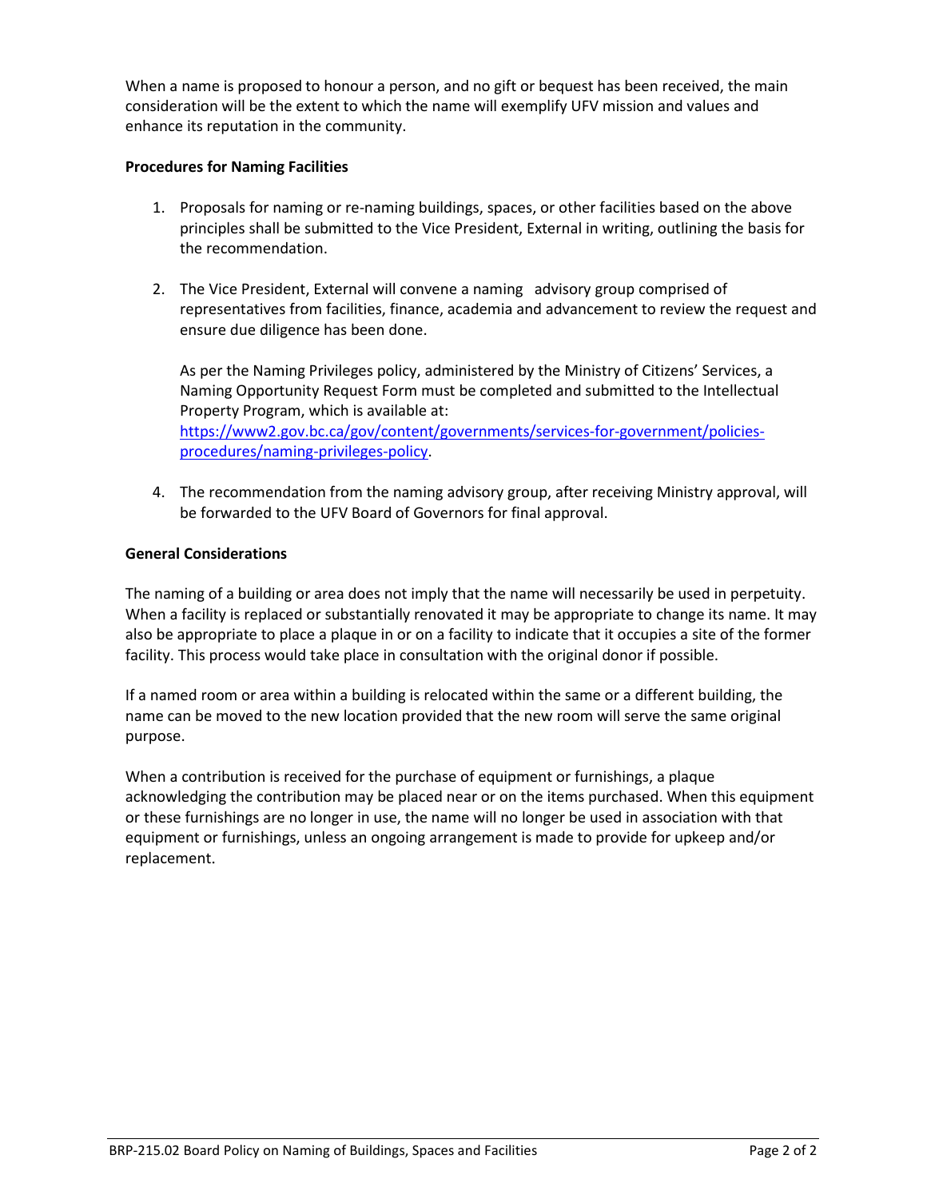When a name is proposed to honour a person, and no gift or bequest has been received, the main consideration will be the extent to which the name will exemplify UFV mission and values and enhance its reputation in the community.

**Procedures for Naming Facilities**

1. Proposals for naming or re-naming buildings, spaces, or other facilities based on the above principles shall be submitted to the Vice President, External in writing, outlining the basis for the recommendation.

2. The Vice President, External will convene a naming advisory group comprised of representatives from facilities, finance, academia and advancement to review the request and ensure due diligence has been done.

   As per the Naming Privileges policy, administered by the Ministry of Citizens' Services, a Naming Opportunity Request Form must be completed and submitted to the Intellectual Property Program, which is available at: [https://www2.gov.bc.ca/gov/content/governments/services-for-government/policies-procedures/naming-privileges-policy](https://www2.gov.bc.ca/gov/content/governments/services-for-government/policies-procedures/naming-privileges-policy).

4. The recommendation from the naming advisory group, after receiving Ministry approval, will be forwarded to the UFV Board of Governors for final approval.

**General Considerations**

The naming of a building or area does not imply that the name will necessarily be used in perpetuity. When a facility is replaced or substantially renovated it may be appropriate to change its name. It may also be appropriate to place a plaque in or on a facility to indicate that it occupies a site of the former facility. This process would take place in consultation with the original donor if possible.

If a named room or area within a building is relocated within the same or a different building, the name can be moved to the new location provided that the new room will serve the same original purpose.

When a contribution is received for the purchase of equipment or furnishings, a plaque acknowledging the contribution may be placed near or on the items purchased. When this equipment or these furnishings are no longer in use, the name will no longer be used in association with that equipment or furnishings, unless an ongoing arrangement is made to provide for upkeep and/or replacement.